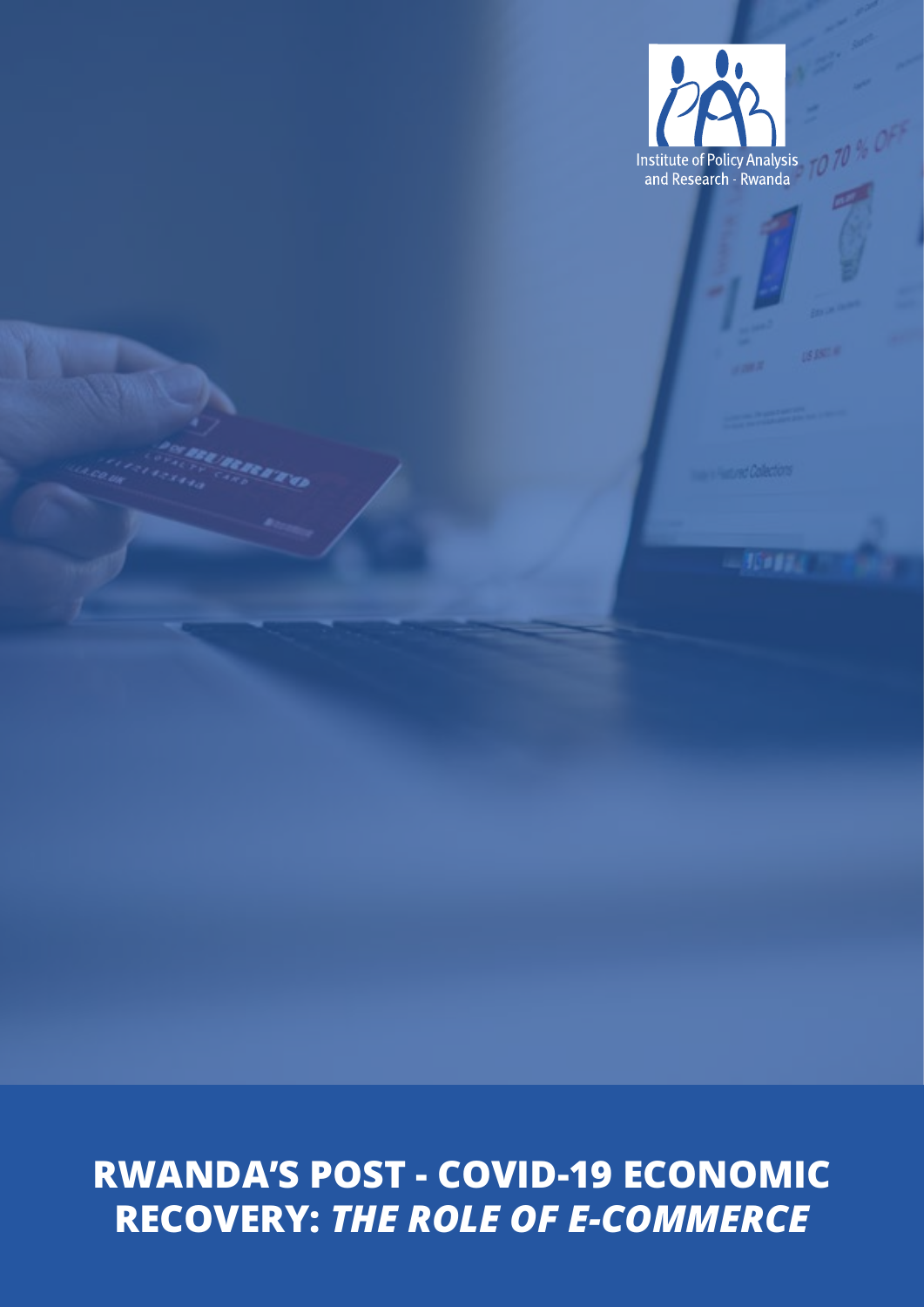Institute of Policy Analysis and Research - Rwanda

# RWANDA'S POST - COVID-19 ECONOMIC RECOVERY: *THE ROLE OF E-COMMERCE*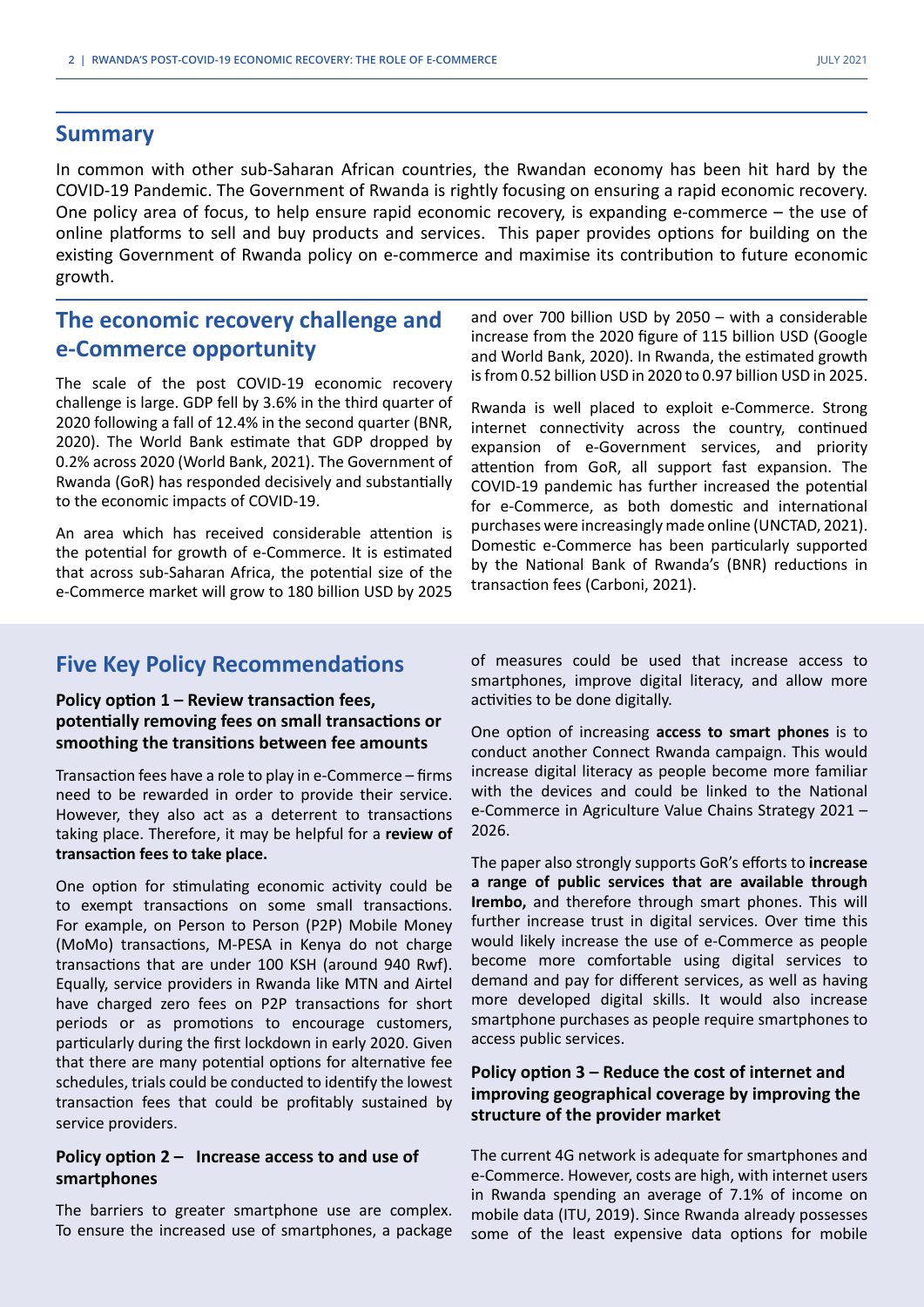## Summary

In common with other sub-Saharan African countries, the Rwandan economy has been hit hard by the COVID-19 Pandemic. The Government of Rwanda is rightly focusing on ensuring a rapid economic recovery. One policy area of focus, to help ensure rapid economic recovery, is expanding e-commerce – the use of online platforms to sell and buy products and services. This paper provides options for building on the existing Government of Rwanda policy on e-commerce and maximise its contribution to future economic growth.

## The economic recovery challenge and e-Commerce opportunity

The scale of the post COVID-19 economic recovery challenge is large. GDP fell by 3.6% in the third quarter of 2020 following a fall of 12.4% in the second quarter (BNR, 2020). The World Bank estimate that GDP dropped by 0.2% across 2020 (World Bank, 2021). The Government of Rwanda (GoR) has responded decisively and substantially to the economic impacts of COVID-19.

An area which has received considerable attention is the potential for growth of e-Commerce. It is estimated that across sub-Saharan Africa, the potential size of the e-Commerce market will grow to 180 billion USD by 2025 and over 700 billion USD by 2050 – with a considerable increase from the 2020 figure of 115 billion USD (Google and World Bank, 2020). In Rwanda, the estimated growth is from 0.52 billion USD in 2020 to 0.97 billion USD in 2025.

Rwanda is well placed to exploit e-Commerce. Strong internet connectivity across the country, continued expansion of e-Government services, and priority attention from GoR, all support fast expansion. The COVID-19 pandemic has further increased the potential for e-Commerce, as both domestic and international purchases were increasingly made online (UNCTAD, 2021). Domestic e-Commerce has been particularly supported by the National Bank of Rwanda's (BNR) reductions in transaction fees (Carboni, 2021).

## Five Key Policy Recommendations

### Policy option 1 – Review transaction fees, potentially removing fees on small transactions or smoothing the transitions between fee amounts

Transaction fees have a role to play in e-Commerce – firms need to be rewarded in order to provide their service. However, they also act as a deterrent to transactions taking place. Therefore, it may be helpful for a **review of transaction fees to take place.**

One option for stimulating economic activity could be to exempt transactions on some small transactions. For example, on Person to Person (P2P) Mobile Money (MoMo) transactions, M-PESA in Kenya do not charge transactions that are under 100 KSH (around 940 Rwf). Equally, service providers in Rwanda like MTN and Airtel have charged zero fees on P2P transactions for short periods or as promotions to encourage customers, particularly during the first lockdown in early 2020. Given that there are many potential options for alternative fee schedules, trials could be conducted to identify the lowest transaction fees that could be profitably sustained by service providers.

### Policy option 2 – Increase access to and use of smartphones

The barriers to greater smartphone use are complex. To ensure the increased use of smartphones, a package of measures could be used that increase access to smartphones, improve digital literacy, and allow more activities to be done digitally.

One option of increasing **access to smart phones** is to conduct another Connect Rwanda campaign. This would increase digital literacy as people become more familiar with the devices and could be linked to the National e-Commerce in Agriculture Value Chains Strategy 2021 – 2026.

The paper also strongly supports GoR's efforts to **increase a range of public services that are available through Irembo,** and therefore through smart phones. This will further increase trust in digital services. Over time this would likely increase the use of e-Commerce as people become more comfortable using digital services to demand and pay for different services, as well as having more developed digital skills. It would also increase smartphone purchases as people require smartphones to access public services.

### Policy option 3 – Reduce the cost of internet and improving geographical coverage by improving the structure of the provider market

The current 4G network is adequate for smartphones and e-Commerce. However, costs are high, with internet users in Rwanda spending an average of 7.1% of income on mobile data (ITU, 2019). Since Rwanda already possesses some of the least expensive data options for mobile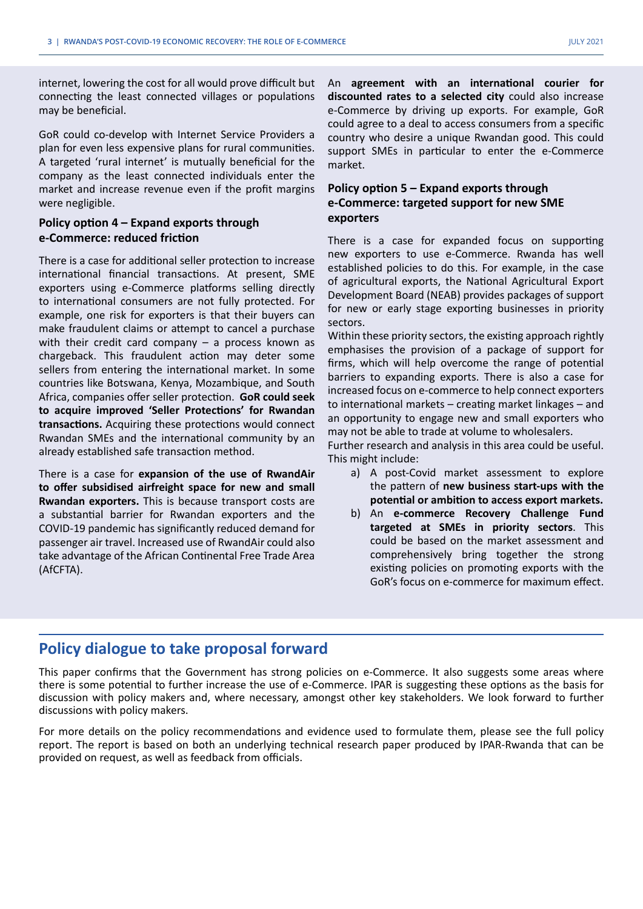internet, lowering the cost for all would prove difficult but connecting the least connected villages or populations may be beneficial.

GoR could co-develop with Internet Service Providers a plan for even less expensive plans for rural communities. A targeted 'rural internet' is mutually beneficial for the company as the least connected individuals enter the market and increase revenue even if the profit margins were negligible.

### Policy option 4 – Expand exports through e-Commerce: reduced friction

There is a case for additional seller protection to increase international financial transactions. At present, SME exporters using e-Commerce platforms selling directly to international consumers are not fully protected. For example, one risk for exporters is that their buyers can make fraudulent claims or attempt to cancel a purchase with their credit card company – a process known as chargeback. This fraudulent action may deter some sellers from entering the international market. In some countries like Botswana, Kenya, Mozambique, and South Africa, companies offer seller protection. **GoR could seek to acquire improved 'Seller Protections' for Rwandan transactions.** Acquiring these protections would connect Rwandan SMEs and the international community by an already established safe transaction method.

There is a case for **expansion of the use of RwandAir to offer subsidised airfreight space for new and small Rwandan exporters.** This is because transport costs are a substantial barrier for Rwandan exporters and the COVID-19 pandemic has significantly reduced demand for passenger air travel. Increased use of RwandAir could also take advantage of the African Continental Free Trade Area (AfCFTA).

An **agreement with an international courier for discounted rates to a selected city** could also increase e-Commerce by driving up exports. For example, GoR could agree to a deal to access consumers from a specific country who desire a unique Rwandan good. This could support SMEs in particular to enter the e-Commerce market.

### Policy option 5 – Expand exports through e-Commerce: targeted support for new SME exporters

There is a case for expanded focus on supporting new exporters to use e-Commerce. Rwanda has well established policies to do this. For example, in the case of agricultural exports, the National Agricultural Export Development Board (NEAB) provides packages of support for new or early stage exporting businesses in priority sectors.

Within these priority sectors, the existing approach rightly emphasises the provision of a package of support for firms, which will help overcome the range of potential barriers to expanding exports. There is also a case for increased focus on e-commerce to help connect exporters to international markets – creating market linkages – and an opportunity to engage new and small exporters who may not be able to trade at volume to wholesalers.

Further research and analysis in this area could be useful. This might include:

a) A post-Covid market assessment to explore the pattern of **new business start-ups with the potential or ambition to access export markets.**

b) An **e-commerce Recovery Challenge Fund targeted at SMEs in priority sectors**. This could be based on the market assessment and comprehensively bring together the strong existing policies on promoting exports with the GoR's focus on e-commerce for maximum effect.

## Policy dialogue to take proposal forward

This paper confirms that the Government has strong policies on e-Commerce. It also suggests some areas where there is some potential to further increase the use of e-Commerce. IPAR is suggesting these options as the basis for discussion with policy makers and, where necessary, amongst other key stakeholders. We look forward to further discussions with policy makers.

For more details on the policy recommendations and evidence used to formulate them, please see the full policy report. The report is based on both an underlying technical research paper produced by IPAR-Rwanda that can be provided on request, as well as feedback from officials.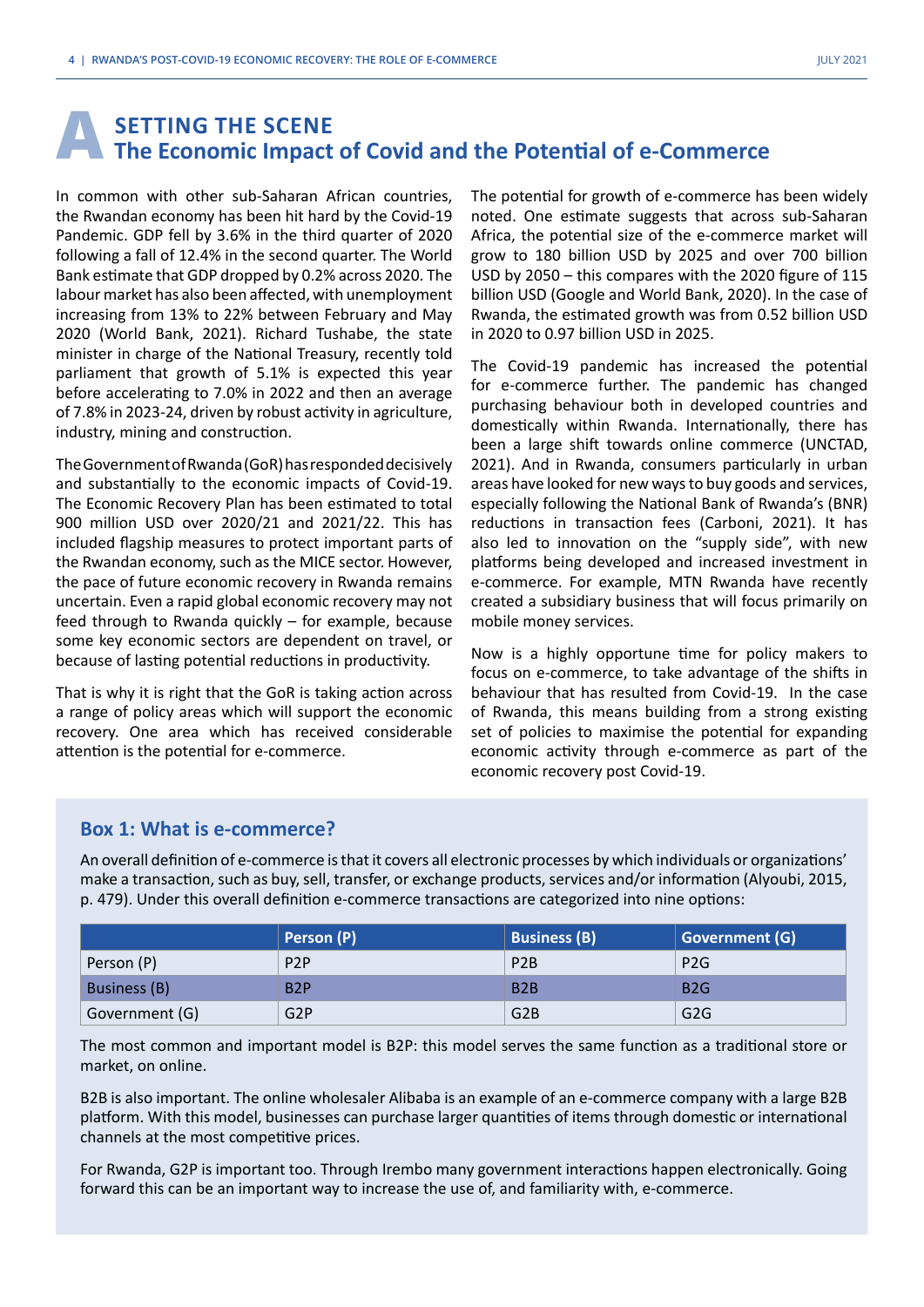# A SETTING THE SCENE
## The Economic Impact of Covid and the Potential of e-Commerce

In common with other sub-Saharan African countries, the Rwandan economy has been hit hard by the Covid-19 Pandemic. GDP fell by 3.6% in the third quarter of 2020 following a fall of 12.4% in the second quarter. The World Bank estimate that GDP dropped by 0.2% across 2020. The labour market has also been affected, with unemployment increasing from 13% to 22% between February and May 2020 (World Bank, 2021). Richard Tushabe, the state minister in charge of the National Treasury, recently told parliament that growth of 5.1% is expected this year before accelerating to 7.0% in 2022 and then an average of 7.8% in 2023-24, driven by robust activity in agriculture, industry, mining and construction.

The Government of Rwanda (GoR) has responded decisively and substantially to the economic impacts of Covid-19. The Economic Recovery Plan has been estimated to total 900 million USD over 2020/21 and 2021/22. This has included flagship measures to protect important parts of the Rwandan economy, such as the MICE sector. However, the pace of future economic recovery in Rwanda remains uncertain. Even a rapid global economic recovery may not feed through to Rwanda quickly – for example, because some key economic sectors are dependent on travel, or because of lasting potential reductions in productivity.

That is why it is right that the GoR is taking action across a range of policy areas which will support the economic recovery. One area which has received considerable attention is the potential for e-commerce.

The potential for growth of e-commerce has been widely noted. One estimate suggests that across sub-Saharan Africa, the potential size of the e-commerce market will grow to 180 billion USD by 2025 and over 700 billion USD by 2050 – this compares with the 2020 figure of 115 billion USD (Google and World Bank, 2020). In the case of Rwanda, the estimated growth was from 0.52 billion USD in 2020 to 0.97 billion USD in 2025.

The Covid-19 pandemic has increased the potential for e-commerce further. The pandemic has changed purchasing behaviour both in developed countries and domestically within Rwanda. Internationally, there has been a large shift towards online commerce (UNCTAD, 2021). And in Rwanda, consumers particularly in urban areas have looked for new ways to buy goods and services, especially following the National Bank of Rwanda's (BNR) reductions in transaction fees (Carboni, 2021). It has also led to innovation on the "supply side", with new platforms being developed and increased investment in e-commerce. For example, MTN Rwanda have recently created a subsidiary business that will focus primarily on mobile money services.

Now is a highly opportune time for policy makers to focus on e-commerce, to take advantage of the shifts in behaviour that has resulted from Covid-19. In the case of Rwanda, this means building from a strong existing set of policies to maximise the potential for expanding economic activity through e-commerce as part of the economic recovery post Covid-19.

### Box 1: What is e-commerce?

An overall definition of e-commerce is that it covers all electronic processes by which individuals or organizations' make a transaction, such as buy, sell, transfer, or exchange products, services and/or information (Alyoubi, 2015, p. 479). Under this overall definition e-commerce transactions are categorized into nine options:

| | Person (P) | Business (B) | Government (G) |
|---|---|---|---|
| Person (P) | P2P | P2B | P2G |
| Business (B) | B2P | B2B | B2G |
| Government (G) | G2P | G2B | G2G |

The most common and important model is B2P: this model serves the same function as a traditional store or market, on online.

B2B is also important. The online wholesaler Alibaba is an example of an e-commerce company with a large B2B platform. With this model, businesses can purchase larger quantities of items through domestic or international channels at the most competitive prices.

For Rwanda, G2P is important too. Through Irembo many government interactions happen electronically. Going forward this can be an important way to increase the use of, and familiarity with, e-commerce.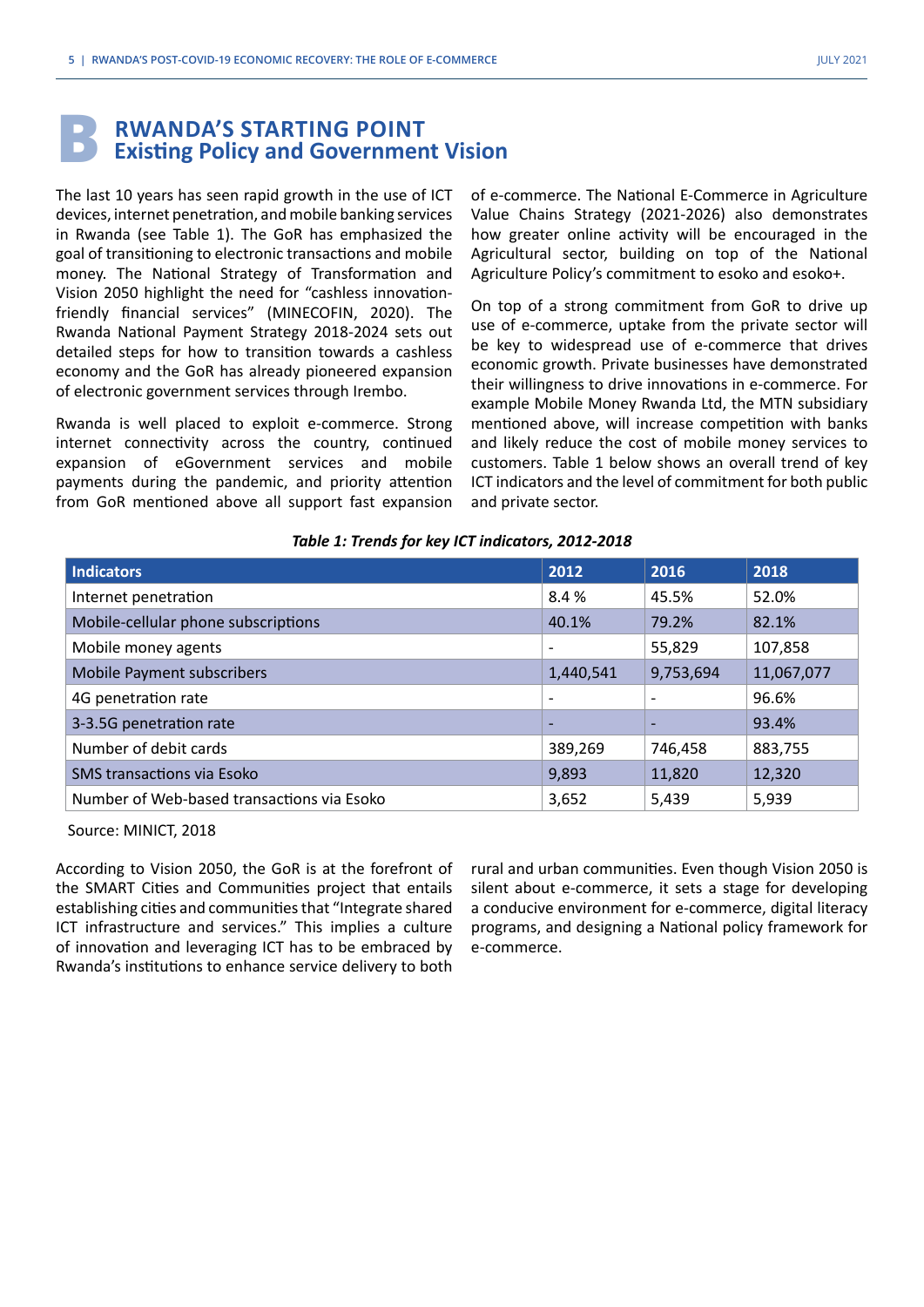# B RWANDA'S STARTING POINT
## Existing Policy and Government Vision

The last 10 years has seen rapid growth in the use of ICT devices, internet penetration, and mobile banking services in Rwanda (see Table 1). The GoR has emphasized the goal of transitioning to electronic transactions and mobile money. The National Strategy of Transformation and Vision 2050 highlight the need for "cashless innovation-friendly financial services" (MINECOFIN, 2020). The Rwanda National Payment Strategy 2018-2024 sets out detailed steps for how to transition towards a cashless economy and the GoR has already pioneered expansion of electronic government services through Irembo.

Rwanda is well placed to exploit e-commerce. Strong internet connectivity across the country, continued expansion of eGovernment services and mobile payments during the pandemic, and priority attention from GoR mentioned above all support fast expansion of e-commerce. The National E-Commerce in Agriculture Value Chains Strategy (2021-2026) also demonstrates how greater online activity will be encouraged in the Agricultural sector, building on top of the National Agriculture Policy's commitment to esoko and esoko+.

On top of a strong commitment from GoR to drive up use of e-commerce, uptake from the private sector will be key to widespread use of e-commerce that drives economic growth. Private businesses have demonstrated their willingness to drive innovations in e-commerce. For example Mobile Money Rwanda Ltd, the MTN subsidiary mentioned above, will increase competition with banks and likely reduce the cost of mobile money services to customers. Table 1 below shows an overall trend of key ICT indicators and the level of commitment for both public and private sector.

*Table 1: Trends for key ICT indicators, 2012-2018*

| Indicators | 2012 | 2016 | 2018 |
|---|---|---|---|
| Internet penetration | 8.4 % | 45.5% | 52.0% |
| Mobile-cellular phone subscriptions | 40.1% | 79.2% | 82.1% |
| Mobile money agents | - | 55,829 | 107,858 |
| Mobile Payment subscribers | 1,440,541 | 9,753,694 | 11,067,077 |
| 4G penetration rate | - | - | 96.6% |
| 3-3.5G penetration rate | - | - | 93.4% |
| Number of debit cards | 389,269 | 746,458 | 883,755 |
| SMS transactions via Esoko | 9,893 | 11,820 | 12,320 |
| Number of Web-based transactions via Esoko | 3,652 | 5,439 | 5,939 |

Source: MINICT, 2018

According to Vision 2050, the GoR is at the forefront of the SMART Cities and Communities project that entails establishing cities and communities that "Integrate shared ICT infrastructure and services." This implies a culture of innovation and leveraging ICT has to be embraced by Rwanda's institutions to enhance service delivery to both rural and urban communities. Even though Vision 2050 is silent about e-commerce, it sets a stage for developing a conducive environment for e-commerce, digital literacy programs, and designing a National policy framework for e-commerce.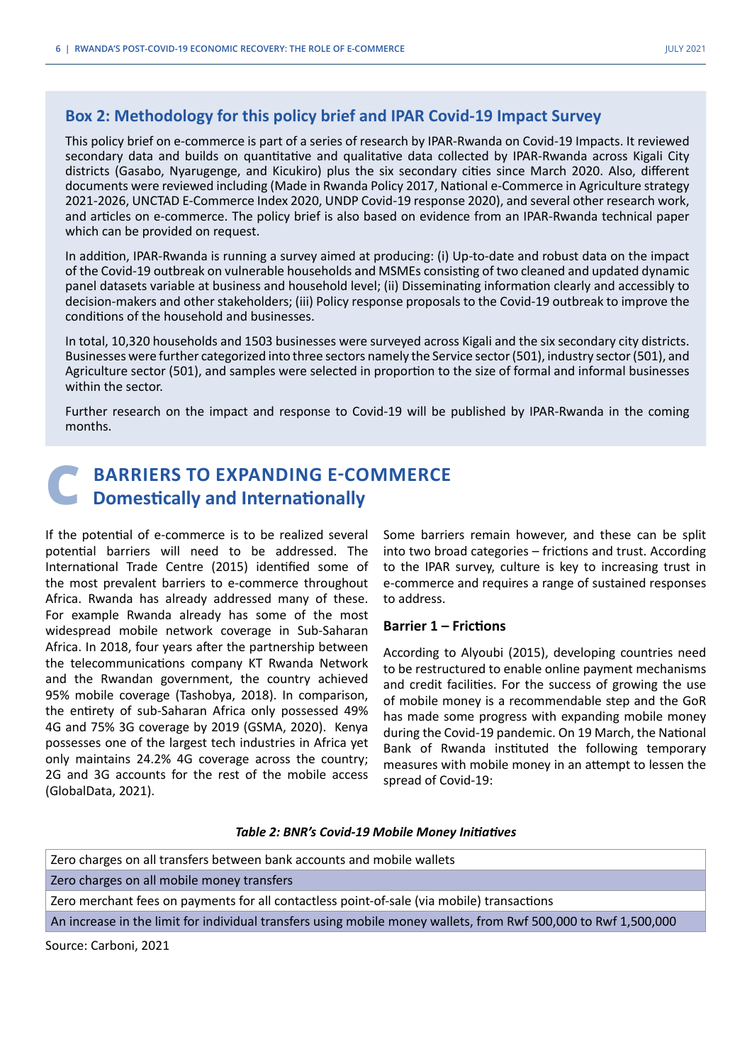## Box 2: Methodology for this policy brief and IPAR Covid-19 Impact Survey

This policy brief on e-commerce is part of a series of research by IPAR-Rwanda on Covid-19 Impacts. It reviewed secondary data and builds on quantitative and qualitative data collected by IPAR-Rwanda across Kigali City districts (Gasabo, Nyarugenge, and Kicukiro) plus the six secondary cities since March 2020. Also, different documents were reviewed including (Made in Rwanda Policy 2017, National e-Commerce in Agriculture strategy 2021-2026, UNCTAD E-Commerce Index 2020, UNDP Covid-19 response 2020), and several other research work, and articles on e-commerce. The policy brief is also based on evidence from an IPAR-Rwanda technical paper which can be provided on request.

In addition, IPAR-Rwanda is running a survey aimed at producing: (i) Up-to-date and robust data on the impact of the Covid-19 outbreak on vulnerable households and MSMEs consisting of two cleaned and updated dynamic panel datasets variable at business and household level; (ii) Disseminating information clearly and accessibly to decision-makers and other stakeholders; (iii) Policy response proposals to the Covid-19 outbreak to improve the conditions of the household and businesses.

In total, 10,320 households and 1503 businesses were surveyed across Kigali and the six secondary city districts. Businesses were further categorized into three sectors namely the Service sector (501), industry sector (501), and Agriculture sector (501), and samples were selected in proportion to the size of formal and informal businesses within the sector.

Further research on the impact and response to Covid-19 will be published by IPAR-Rwanda in the coming months.

# C BARRIERS TO EXPANDING E-COMMERCE Domestically and Internationally

If the potential of e-commerce is to be realized several potential barriers will need to be addressed. The International Trade Centre (2015) identified some of the most prevalent barriers to e-commerce throughout Africa. Rwanda has already addressed many of these. For example Rwanda already has some of the most widespread mobile network coverage in Sub-Saharan Africa. In 2018, four years after the partnership between the telecommunications company KT Rwanda Network and the Rwandan government, the country achieved 95% mobile coverage (Tashobya, 2018). In comparison, the entirety of sub-Saharan Africa only possessed 49% 4G and 75% 3G coverage by 2019 (GSMA, 2020). Kenya possesses one of the largest tech industries in Africa yet only maintains 24.2% 4G coverage across the country; 2G and 3G accounts for the rest of the mobile access (GlobalData, 2021).

Some barriers remain however, and these can be split into two broad categories – frictions and trust. According to the IPAR survey, culture is key to increasing trust in e-commerce and requires a range of sustained responses to address.

### Barrier 1 – Frictions

According to Alyoubi (2015), developing countries need to be restructured to enable online payment mechanisms and credit facilities. For the success of growing the use of mobile money is a recommendable step and the GoR has made some progress with expanding mobile money during the Covid-19 pandemic. On 19 March, the National Bank of Rwanda instituted the following temporary measures with mobile money in an attempt to lessen the spread of Covid-19:

***Table 2: BNR's Covid-19 Mobile Money Initiatives***

| |
|---|
| Zero charges on all transfers between bank accounts and mobile wallets |
| Zero charges on all mobile money transfers |
| Zero merchant fees on payments for all contactless point-of-sale (via mobile) transactions |
| An increase in the limit for individual transfers using mobile money wallets, from Rwf 500,000 to Rwf 1,500,000 |

Source: Carboni, 2021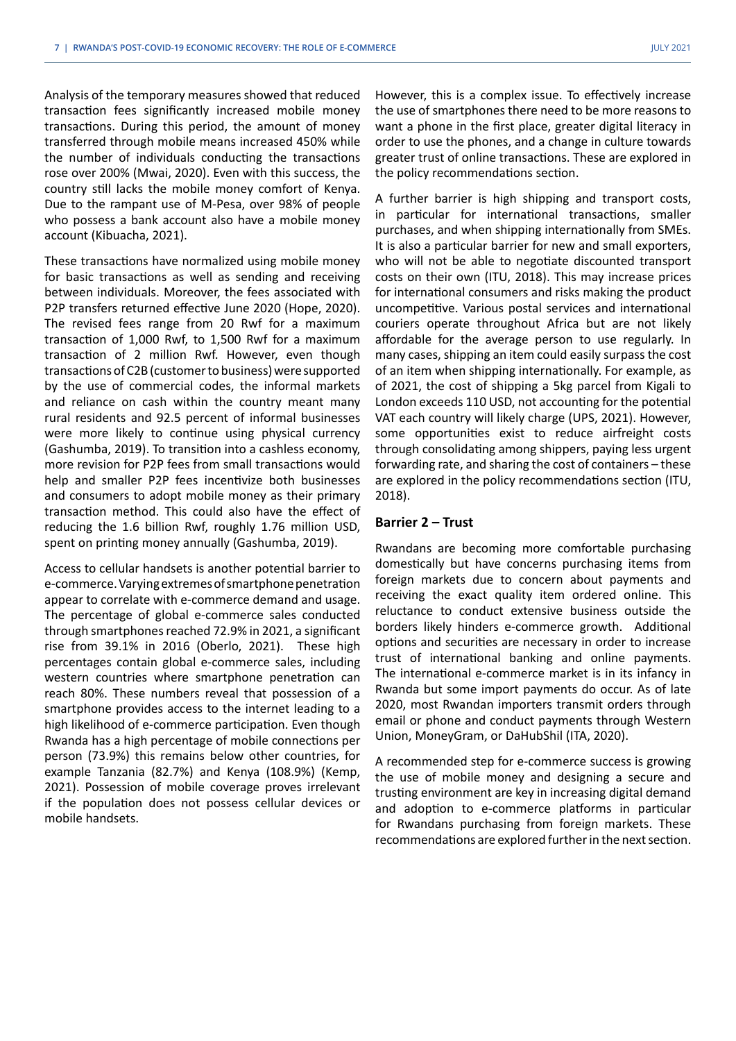Analysis of the temporary measures showed that reduced transaction fees significantly increased mobile money transactions. During this period, the amount of money transferred through mobile means increased 450% while the number of individuals conducting the transactions rose over 200% (Mwai, 2020). Even with this success, the country still lacks the mobile money comfort of Kenya. Due to the rampant use of M-Pesa, over 98% of people who possess a bank account also have a mobile money account (Kibuacha, 2021).

These transactions have normalized using mobile money for basic transactions as well as sending and receiving between individuals. Moreover, the fees associated with P2P transfers returned effective June 2020 (Hope, 2020). The revised fees range from 20 Rwf for a maximum transaction of 1,000 Rwf, to 1,500 Rwf for a maximum transaction of 2 million Rwf. However, even though transactions of C2B (customer to business) were supported by the use of commercial codes, the informal markets and reliance on cash within the country meant many rural residents and 92.5 percent of informal businesses were more likely to continue using physical currency (Gashumba, 2019). To transition into a cashless economy, more revision for P2P fees from small transactions would help and smaller P2P fees incentivize both businesses and consumers to adopt mobile money as their primary transaction method. This could also have the effect of reducing the 1.6 billion Rwf, roughly 1.76 million USD, spent on printing money annually (Gashumba, 2019).

Access to cellular handsets is another potential barrier to e-commerce. Varying extremes of smartphone penetration appear to correlate with e-commerce demand and usage. The percentage of global e-commerce sales conducted through smartphones reached 72.9% in 2021, a significant rise from 39.1% in 2016 (Oberlo, 2021). These high percentages contain global e-commerce sales, including western countries where smartphone penetration can reach 80%. These numbers reveal that possession of a smartphone provides access to the internet leading to a high likelihood of e-commerce participation. Even though Rwanda has a high percentage of mobile connections per person (73.9%) this remains below other countries, for example Tanzania (82.7%) and Kenya (108.9%) (Kemp, 2021). Possession of mobile coverage proves irrelevant if the population does not possess cellular devices or mobile handsets.

However, this is a complex issue. To effectively increase the use of smartphones there need to be more reasons to want a phone in the first place, greater digital literacy in order to use the phones, and a change in culture towards greater trust of online transactions. These are explored in the policy recommendations section.

A further barrier is high shipping and transport costs, in particular for international transactions, smaller purchases, and when shipping internationally from SMEs. It is also a particular barrier for new and small exporters, who will not be able to negotiate discounted transport costs on their own (ITU, 2018). This may increase prices for international consumers and risks making the product uncompetitive. Various postal services and international couriers operate throughout Africa but are not likely affordable for the average person to use regularly. In many cases, shipping an item could easily surpass the cost of an item when shipping internationally. For example, as of 2021, the cost of shipping a 5kg parcel from Kigali to London exceeds 110 USD, not accounting for the potential VAT each country will likely charge (UPS, 2021). However, some opportunities exist to reduce airfreight costs through consolidating among shippers, paying less urgent forwarding rate, and sharing the cost of containers – these are explored in the policy recommendations section (ITU, 2018).

### Barrier 2 – Trust

Rwandans are becoming more comfortable purchasing domestically but have concerns purchasing items from foreign markets due to concern about payments and receiving the exact quality item ordered online. This reluctance to conduct extensive business outside the borders likely hinders e-commerce growth. Additional options and securities are necessary in order to increase trust of international banking and online payments. The international e-commerce market is in its infancy in Rwanda but some import payments do occur. As of late 2020, most Rwandan importers transmit orders through email or phone and conduct payments through Western Union, MoneyGram, or DaHubShil (ITA, 2020).

A recommended step for e-commerce success is growing the use of mobile money and designing a secure and trusting environment are key in increasing digital demand and adoption to e-commerce platforms in particular for Rwandans purchasing from foreign markets. These recommendations are explored further in the next section.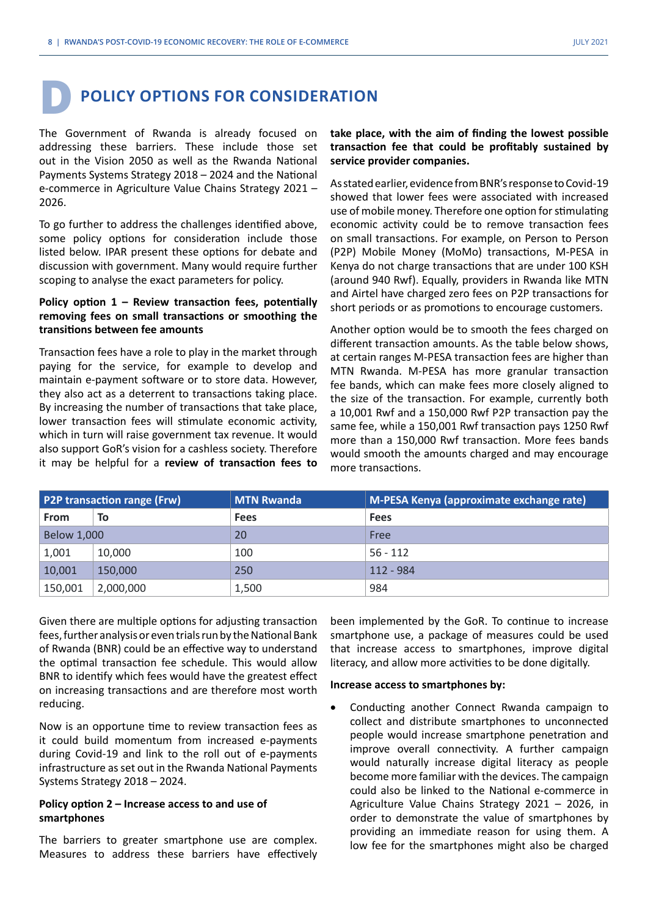# D POLICY OPTIONS FOR CONSIDERATION

The Government of Rwanda is already focused on addressing these barriers. These include those set out in the Vision 2050 as well as the Rwanda National Payments Systems Strategy 2018 – 2024 and the National e-commerce in Agriculture Value Chains Strategy 2021 – 2026.

To go further to address the challenges identified above, some policy options for consideration include those listed below. IPAR present these options for debate and discussion with government. Many would require further scoping to analyse the exact parameters for policy.

**Policy option 1 – Review transaction fees, potentially removing fees on small transactions or smoothing the transitions between fee amounts**

Transaction fees have a role to play in the market through paying for the service, for example to develop and maintain e-payment software or to store data. However, they also act as a deterrent to transactions taking place. By increasing the number of transactions that take place, lower transaction fees will stimulate economic activity, which in turn will raise government tax revenue. It would also support GoR's vision for a cashless society. Therefore it may be helpful for a **review of transaction fees to take place, with the aim of finding the lowest possible transaction fee that could be profitably sustained by service provider companies.**

As stated earlier, evidence from BNR's response to Covid-19 showed that lower fees were associated with increased use of mobile money. Therefore one option for stimulating economic activity could be to remove transaction fees on small transactions. For example, on Person to Person (P2P) Mobile Money (MoMo) transactions, M-PESA in Kenya do not charge transactions that are under 100 KSH (around 940 Rwf). Equally, providers in Rwanda like MTN and Airtel have charged zero fees on P2P transactions for short periods or as promotions to encourage customers.

Another option would be to smooth the fees charged on different transaction amounts. As the table below shows, at certain ranges M-PESA transaction fees are higher than MTN Rwanda. M-PESA has more granular transaction fee bands, which can make fees more closely aligned to the size of the transaction. For example, currently both a 10,001 Rwf and a 150,000 Rwf P2P transaction pay the same fee, while a 150,001 Rwf transaction pays 1250 Rwf more than a 150,000 Rwf transaction. More fees bands would smooth the amounts charged and may encourage more transactions.

| P2P transaction range (Frw) | | MTN Rwanda | M-PESA Kenya (approximate exchange rate) |
|---|---|---|---|
| From | To | Fees | Fees |
| Below 1,000 | | 20 | Free |
| 1,001 | 10,000 | 100 | 56 - 112 |
| 10,001 | 150,000 | 250 | 112 - 984 |
| 150,001 | 2,000,000 | 1,500 | 984 |

Given there are multiple options for adjusting transaction fees, further analysis or even trials run by the National Bank of Rwanda (BNR) could be an effective way to understand the optimal transaction fee schedule. This would allow BNR to identify which fees would have the greatest effect on increasing transactions and are therefore most worth reducing.

Now is an opportune time to review transaction fees as it could build momentum from increased e-payments during Covid-19 and link to the roll out of e-payments infrastructure as set out in the Rwanda National Payments Systems Strategy 2018 – 2024.

**Policy option 2 – Increase access to and use of smartphones**

The barriers to greater smartphone use are complex. Measures to address these barriers have effectively been implemented by the GoR. To continue to increase smartphone use, a package of measures could be used that increase access to smartphones, improve digital literacy, and allow more activities to be done digitally.

**Increase access to smartphones by:**

- Conducting another Connect Rwanda campaign to collect and distribute smartphones to unconnected people would increase smartphone penetration and improve overall connectivity. A further campaign would naturally increase digital literacy as people become more familiar with the devices. The campaign could also be linked to the National e-commerce in Agriculture Value Chains Strategy 2021 – 2026, in order to demonstrate the value of smartphones by providing an immediate reason for using them. A low fee for the smartphones might also be charged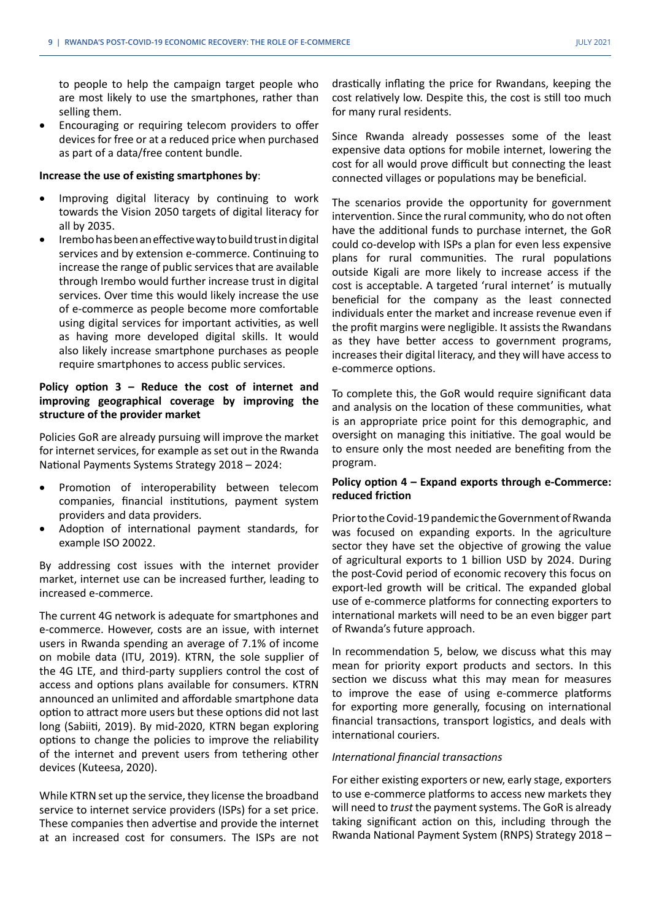to people to help the campaign target people who are most likely to use the smartphones, rather than selling them.

- Encouraging or requiring telecom providers to offer devices for free or at a reduced price when purchased as part of a data/free content bundle.

**Increase the use of existing smartphones by**:

- Improving digital literacy by continuing to work towards the Vision 2050 targets of digital literacy for all by 2035.
- Irembo has been an effective way to build trust in digital services and by extension e-commerce. Continuing to increase the range of public services that are available through Irembo would further increase trust in digital services. Over time this would likely increase the use of e-commerce as people become more comfortable using digital services for important activities, as well as having more developed digital skills. It would also likely increase smartphone purchases as people require smartphones to access public services.

**Policy option 3 – Reduce the cost of internet and improving geographical coverage by improving the structure of the provider market**

Policies GoR are already pursuing will improve the market for internet services, for example as set out in the Rwanda National Payments Systems Strategy 2018 – 2024:

- Promotion of interoperability between telecom companies, financial institutions, payment system providers and data providers.
- Adoption of international payment standards, for example ISO 20022.

By addressing cost issues with the internet provider market, internet use can be increased further, leading to increased e-commerce.

The current 4G network is adequate for smartphones and e-commerce. However, costs are an issue, with internet users in Rwanda spending an average of 7.1% of income on mobile data (ITU, 2019). KTRN, the sole supplier of the 4G LTE, and third-party suppliers control the cost of access and options plans available for consumers. KTRN announced an unlimited and affordable smartphone data option to attract more users but these options did not last long (Sabiiti, 2019). By mid-2020, KTRN began exploring options to change the policies to improve the reliability of the internet and prevent users from tethering other devices (Kuteesa, 2020).

While KTRN set up the service, they license the broadband service to internet service providers (ISPs) for a set price. These companies then advertise and provide the internet at an increased cost for consumers. The ISPs are not drastically inflating the price for Rwandans, keeping the cost relatively low. Despite this, the cost is still too much for many rural residents.

Since Rwanda already possesses some of the least expensive data options for mobile internet, lowering the cost for all would prove difficult but connecting the least connected villages or populations may be beneficial.

The scenarios provide the opportunity for government intervention. Since the rural community, who do not often have the additional funds to purchase internet, the GoR could co-develop with ISPs a plan for even less expensive plans for rural communities. The rural populations outside Kigali are more likely to increase access if the cost is acceptable. A targeted 'rural internet' is mutually beneficial for the company as the least connected individuals enter the market and increase revenue even if the profit margins were negligible. It assists the Rwandans as they have better access to government programs, increases their digital literacy, and they will have access to e-commerce options.

To complete this, the GoR would require significant data and analysis on the location of these communities, what is an appropriate price point for this demographic, and oversight on managing this initiative. The goal would be to ensure only the most needed are benefiting from the program.

**Policy option 4 – Expand exports through e-Commerce: reduced friction**

Prior to the Covid-19 pandemic the Government of Rwanda was focused on expanding exports. In the agriculture sector they have set the objective of growing the value of agricultural exports to 1 billion USD by 2024. During the post-Covid period of economic recovery this focus on export-led growth will be critical. The expanded global use of e-commerce platforms for connecting exporters to international markets will need to be an even bigger part of Rwanda's future approach.

In recommendation 5, below, we discuss what this may mean for priority export products and sectors. In this section we discuss what this may mean for measures to improve the ease of using e-commerce platforms for exporting more generally, focusing on international financial transactions, transport logistics, and deals with international couriers.

*International financial transactions*

For either existing exporters or new, early stage, exporters to use e-commerce platforms to access new markets they will need to *trust* the payment systems. The GoR is already taking significant action on this, including through the Rwanda National Payment System (RNPS) Strategy 2018 –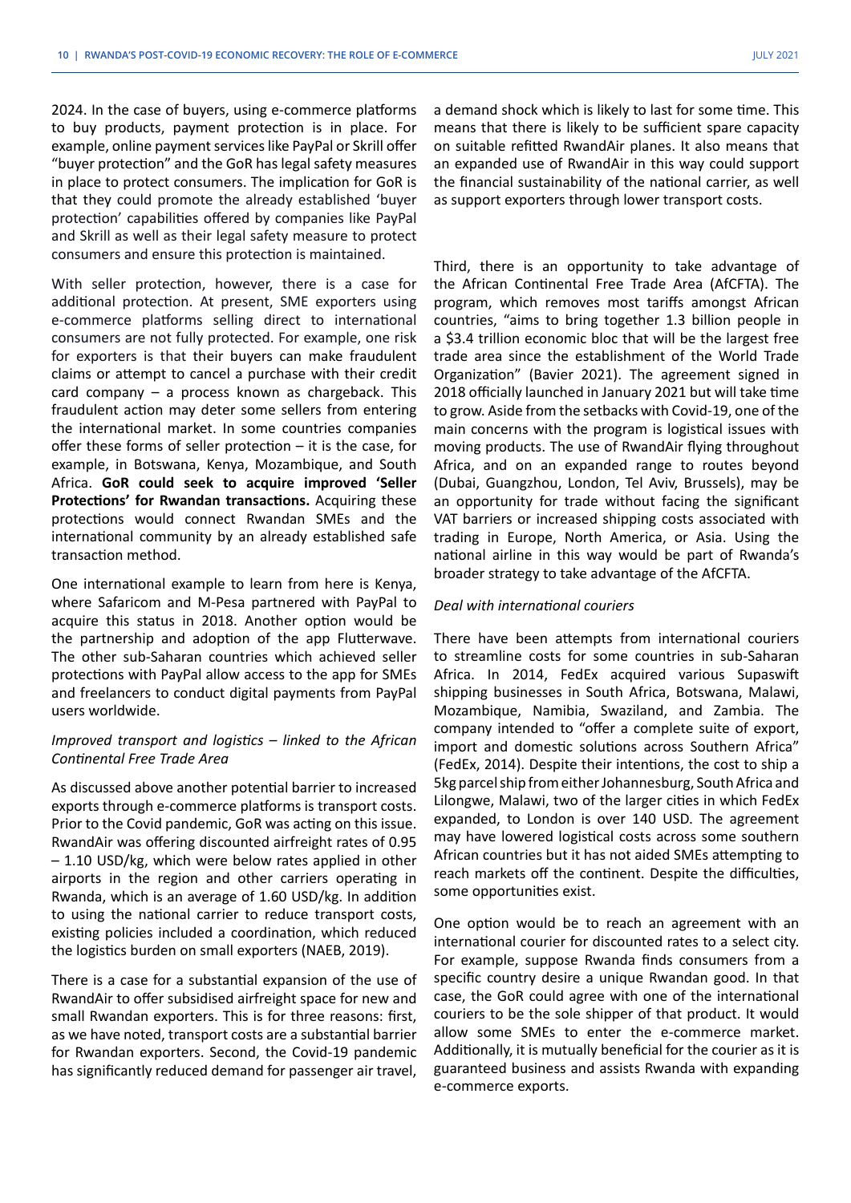2024. In the case of buyers, using e-commerce platforms to buy products, payment protection is in place. For example, online payment services like PayPal or Skrill offer "buyer protection" and the GoR has legal safety measures in place to protect consumers. The implication for GoR is that they could promote the already established 'buyer protection' capabilities offered by companies like PayPal and Skrill as well as their legal safety measure to protect consumers and ensure this protection is maintained.

With seller protection, however, there is a case for additional protection. At present, SME exporters using e-commerce platforms selling direct to international consumers are not fully protected. For example, one risk for exporters is that their buyers can make fraudulent claims or attempt to cancel a purchase with their credit card company – a process known as chargeback. This fraudulent action may deter some sellers from entering the international market. In some countries companies offer these forms of seller protection – it is the case, for example, in Botswana, Kenya, Mozambique, and South Africa. **GoR could seek to acquire improved 'Seller Protections' for Rwandan transactions.** Acquiring these protections would connect Rwandan SMEs and the international community by an already established safe transaction method.

One international example to learn from here is Kenya, where Safaricom and M-Pesa partnered with PayPal to acquire this status in 2018. Another option would be the partnership and adoption of the app Flutterwave. The other sub-Saharan countries which achieved seller protections with PayPal allow access to the app for SMEs and freelancers to conduct digital payments from PayPal users worldwide.

*Improved transport and logistics – linked to the African Continental Free Trade Area*

As discussed above another potential barrier to increased exports through e-commerce platforms is transport costs. Prior to the Covid pandemic, GoR was acting on this issue. RwandAir was offering discounted airfreight rates of 0.95 – 1.10 USD/kg, which were below rates applied in other airports in the region and other carriers operating in Rwanda, which is an average of 1.60 USD/kg. In addition to using the national carrier to reduce transport costs, existing policies included a coordination, which reduced the logistics burden on small exporters (NAEB, 2019).

There is a case for a substantial expansion of the use of RwandAir to offer subsidised airfreight space for new and small Rwandan exporters. This is for three reasons: first, as we have noted, transport costs are a substantial barrier for Rwandan exporters. Second, the Covid-19 pandemic has significantly reduced demand for passenger air travel, a demand shock which is likely to last for some time. This means that there is likely to be sufficient spare capacity on suitable refitted RwandAir planes. It also means that an expanded use of RwandAir in this way could support the financial sustainability of the national carrier, as well as support exporters through lower transport costs.

Third, there is an opportunity to take advantage of the African Continental Free Trade Area (AfCFTA). The program, which removes most tariffs amongst African countries, "aims to bring together 1.3 billion people in a $3.4 trillion economic bloc that will be the largest free trade area since the establishment of the World Trade Organization" (Bavier 2021). The agreement signed in 2018 officially launched in January 2021 but will take time to grow. Aside from the setbacks with Covid-19, one of the main concerns with the program is logistical issues with moving products. The use of RwandAir flying throughout Africa, and on an expanded range to routes beyond (Dubai, Guangzhou, London, Tel Aviv, Brussels), may be an opportunity for trade without facing the significant VAT barriers or increased shipping costs associated with trading in Europe, North America, or Asia. Using the national airline in this way would be part of Rwanda's broader strategy to take advantage of the AfCFTA.

*Deal with international couriers*

There have been attempts from international couriers to streamline costs for some countries in sub-Saharan Africa. In 2014, FedEx acquired various Supaswift shipping businesses in South Africa, Botswana, Malawi, Mozambique, Namibia, Swaziland, and Zambia. The company intended to "offer a complete suite of export, import and domestic solutions across Southern Africa" (FedEx, 2014). Despite their intentions, the cost to ship a 5kg parcel ship from either Johannesburg, South Africa and Lilongwe, Malawi, two of the larger cities in which FedEx expanded, to London is over 140 USD. The agreement may have lowered logistical costs across some southern African countries but it has not aided SMEs attempting to reach markets off the continent. Despite the difficulties, some opportunities exist.

One option would be to reach an agreement with an international courier for discounted rates to a select city. For example, suppose Rwanda finds consumers from a specific country desire a unique Rwandan good. In that case, the GoR could agree with one of the international couriers to be the sole shipper of that product. It would allow some SMEs to enter the e-commerce market. Additionally, it is mutually beneficial for the courier as it is guaranteed business and assists Rwanda with expanding e-commerce exports.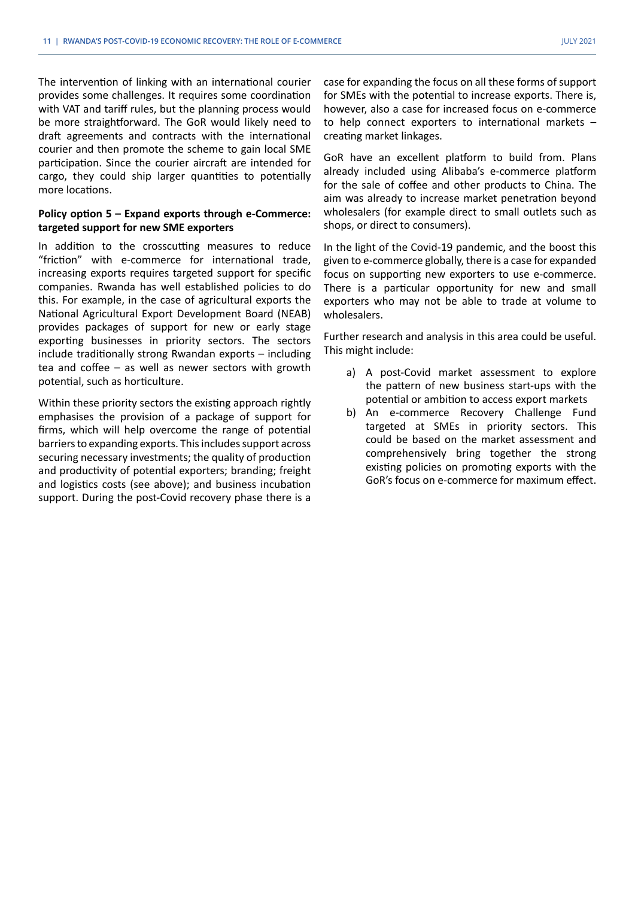The intervention of linking with an international courier provides some challenges. It requires some coordination with VAT and tariff rules, but the planning process would be more straightforward. The GoR would likely need to draft agreements and contracts with the international courier and then promote the scheme to gain local SME participation. Since the courier aircraft are intended for cargo, they could ship larger quantities to potentially more locations.

**Policy option 5 – Expand exports through e-Commerce: targeted support for new SME exporters**

In addition to the crosscutting measures to reduce "friction" with e-commerce for international trade, increasing exports requires targeted support for specific companies. Rwanda has well established policies to do this. For example, in the case of agricultural exports the National Agricultural Export Development Board (NEAB) provides packages of support for new or early stage exporting businesses in priority sectors. The sectors include traditionally strong Rwandan exports – including tea and coffee – as well as newer sectors with growth potential, such as horticulture.

Within these priority sectors the existing approach rightly emphasises the provision of a package of support for firms, which will help overcome the range of potential barriers to expanding exports. This includes support across securing necessary investments; the quality of production and productivity of potential exporters; branding; freight and logistics costs (see above); and business incubation support. During the post-Covid recovery phase there is a case for expanding the focus on all these forms of support for SMEs with the potential to increase exports. There is, however, also a case for increased focus on e-commerce to help connect exporters to international markets – creating market linkages.

GoR have an excellent platform to build from. Plans already included using Alibaba's e-commerce platform for the sale of coffee and other products to China. The aim was already to increase market penetration beyond wholesalers (for example direct to small outlets such as shops, or direct to consumers).

In the light of the Covid-19 pandemic, and the boost this given to e-commerce globally, there is a case for expanded focus on supporting new exporters to use e-commerce. There is a particular opportunity for new and small exporters who may not be able to trade at volume to wholesalers.

Further research and analysis in this area could be useful. This might include:

a) A post-Covid market assessment to explore the pattern of new business start-ups with the potential or ambition to access export markets
b) An e-commerce Recovery Challenge Fund targeted at SMEs in priority sectors. This could be based on the market assessment and comprehensively bring together the strong existing policies on promoting exports with the GoR's focus on e-commerce for maximum effect.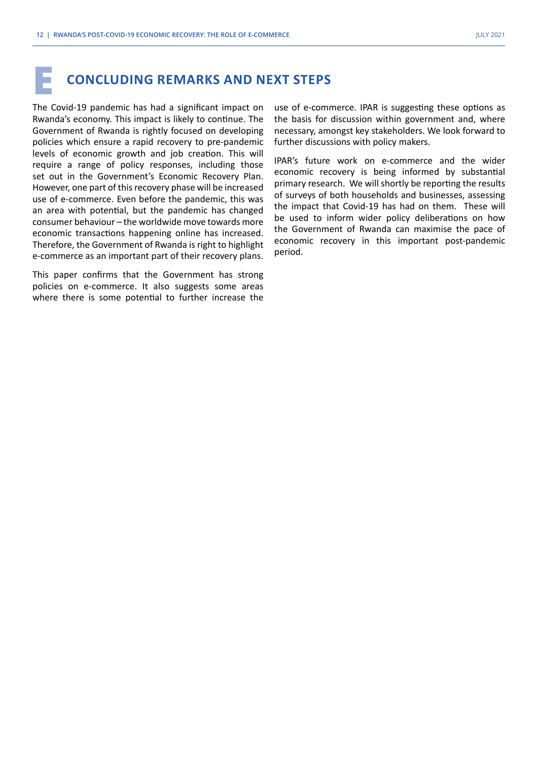# E CONCLUDING REMARKS AND NEXT STEPS

The Covid-19 pandemic has had a significant impact on Rwanda's economy. This impact is likely to continue. The Government of Rwanda is rightly focused on developing policies which ensure a rapid recovery to pre-pandemic levels of economic growth and job creation. This will require a range of policy responses, including those set out in the Government's Economic Recovery Plan. However, one part of this recovery phase will be increased use of e-commerce. Even before the pandemic, this was an area with potential, but the pandemic has changed consumer behaviour – the worldwide move towards more economic transactions happening online has increased. Therefore, the Government of Rwanda is right to highlight e-commerce as an important part of their recovery plans.

This paper confirms that the Government has strong policies on e-commerce. It also suggests some areas where there is some potential to further increase the use of e-commerce. IPAR is suggesting these options as the basis for discussion within government and, where necessary, amongst key stakeholders. We look forward to further discussions with policy makers.

IPAR's future work on e-commerce and the wider economic recovery is being informed by substantial primary research. We will shortly be reporting the results of surveys of both households and businesses, assessing the impact that Covid-19 has had on them. These will be used to inform wider policy deliberations on how the Government of Rwanda can maximise the pace of economic recovery in this important post-pandemic period.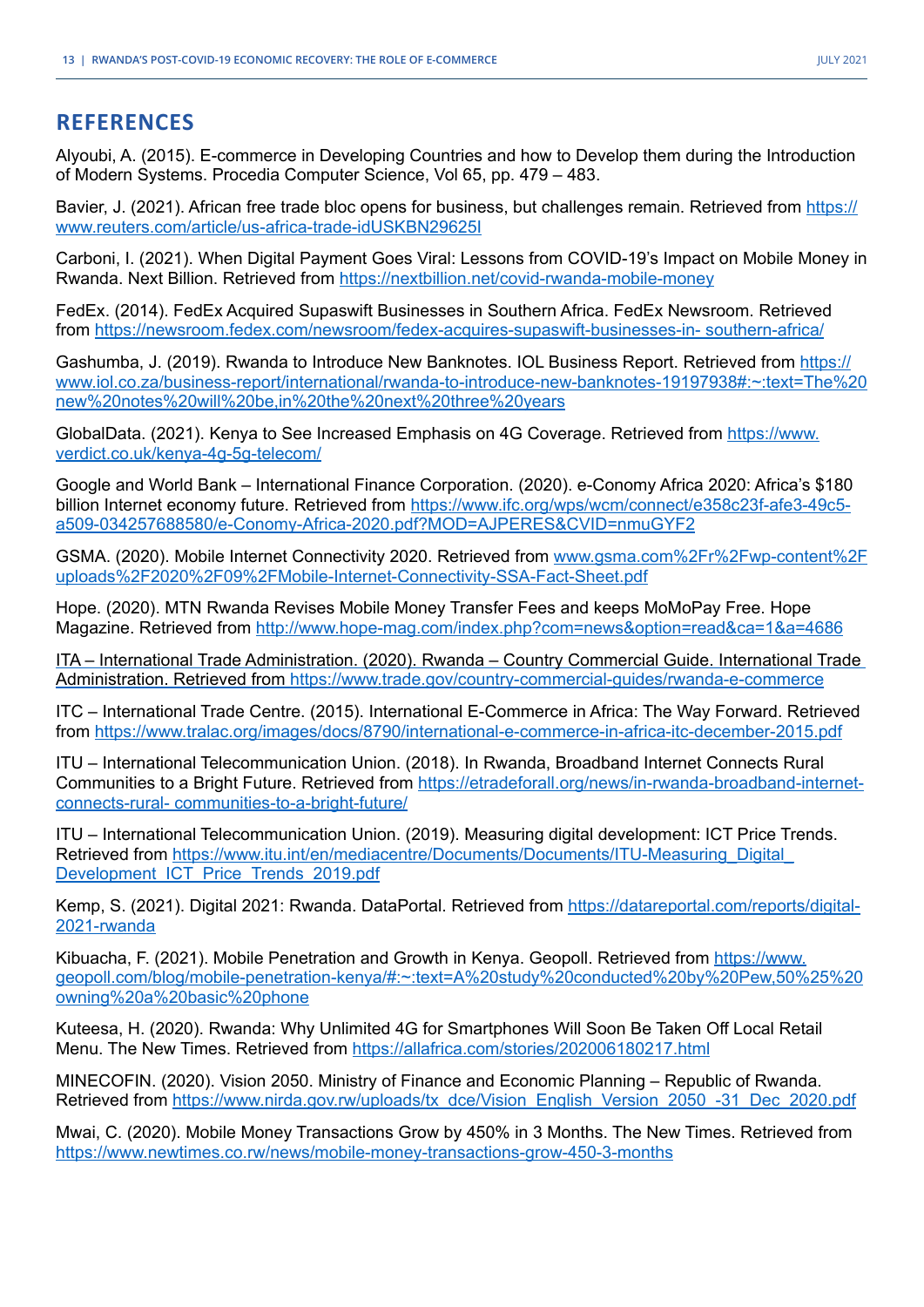## REFERENCES

Alyoubi, A. (2015). E-commerce in Developing Countries and how to Develop them during the Introduction of Modern Systems. Procedia Computer Science, Vol 65, pp. 479 – 483.

Bavier, J. (2021). African free trade bloc opens for business, but challenges remain. Retrieved from https://www.reuters.com/article/us-africa-trade-idUSKBN29625I

Carboni, I. (2021). When Digital Payment Goes Viral: Lessons from COVID-19's Impact on Mobile Money in Rwanda. Next Billion. Retrieved from https://nextbillion.net/covid-rwanda-mobile-money

FedEx. (2014). FedEx Acquired Supaswift Businesses in Southern Africa. FedEx Newsroom. Retrieved from https://newsroom.fedex.com/newsroom/fedex-acquires-supaswift-businesses-in- southern-africa/

Gashumba, J. (2019). Rwanda to Introduce New Banknotes. IOL Business Report. Retrieved from https://www.iol.co.za/business-report/international/rwanda-to-introduce-new-banknotes-19197938#:~:text=The%20new%20notes%20will%20be,in%20the%20next%20three%20years

GlobalData. (2021). Kenya to See Increased Emphasis on 4G Coverage. Retrieved from https://www.verdict.co.uk/kenya-4g-5g-telecom/

Google and World Bank – International Finance Corporation. (2020). e-Conomy Africa 2020: Africa's $180 billion Internet economy future. Retrieved from https://www.ifc.org/wps/wcm/connect/e358c23f-afe3-49c5-a509-034257688580/e-Conomy-Africa-2020.pdf?MOD=AJPERES&CVID=nmuGYF2

GSMA. (2020). Mobile Internet Connectivity 2020. Retrieved from www.gsma.com%2Fr%2Fwp-content%2Fuploads%2F2020%2F09%2FMobile-Internet-Connectivity-SSA-Fact-Sheet.pdf

Hope. (2020). MTN Rwanda Revises Mobile Money Transfer Fees and keeps MoMoPay Free. Hope Magazine. Retrieved from http://www.hope-mag.com/index.php?com=news&option=read&ca=1&a=4686

ITA – International Trade Administration. (2020). Rwanda – Country Commercial Guide. International Trade Administration. Retrieved from https://www.trade.gov/country-commercial-guides/rwanda-e-commerce

ITC – International Trade Centre. (2015). International E-Commerce in Africa: The Way Forward. Retrieved from https://www.tralac.org/images/docs/8790/international-e-commerce-in-africa-itc-december-2015.pdf

ITU – International Telecommunication Union. (2018). In Rwanda, Broadband Internet Connects Rural Communities to a Bright Future. Retrieved from https://etradeforall.org/news/in-rwanda-broadband-internet-connects-rural- communities-to-a-bright-future/

ITU – International Telecommunication Union. (2019). Measuring digital development: ICT Price Trends. Retrieved from https://www.itu.int/en/mediacentre/Documents/Documents/ITU-Measuring_Digital_Development_ICT_Price_Trends_2019.pdf

Kemp, S. (2021). Digital 2021: Rwanda. DataPortal. Retrieved from https://datareportal.com/reports/digital-2021-rwanda

Kibuacha, F. (2021). Mobile Penetration and Growth in Kenya. Geopoll. Retrieved from https://www.geopoll.com/blog/mobile-penetration-kenya/#:~:text=A%20study%20conducted%20by%20Pew,50%25%20owning%20a%20basic%20phone

Kuteesa, H. (2020). Rwanda: Why Unlimited 4G for Smartphones Will Soon Be Taken Off Local Retail Menu. The New Times. Retrieved from https://allafrica.com/stories/202006180217.html

MINECOFIN. (2020). Vision 2050. Ministry of Finance and Economic Planning – Republic of Rwanda. Retrieved from https://www.nirda.gov.rw/uploads/tx_dce/Vision_English_Version_2050_-31_Dec_2020.pdf

Mwai, C. (2020). Mobile Money Transactions Grow by 450% in 3 Months. The New Times. Retrieved from https://www.newtimes.co.rw/news/mobile-money-transactions-grow-450-3-months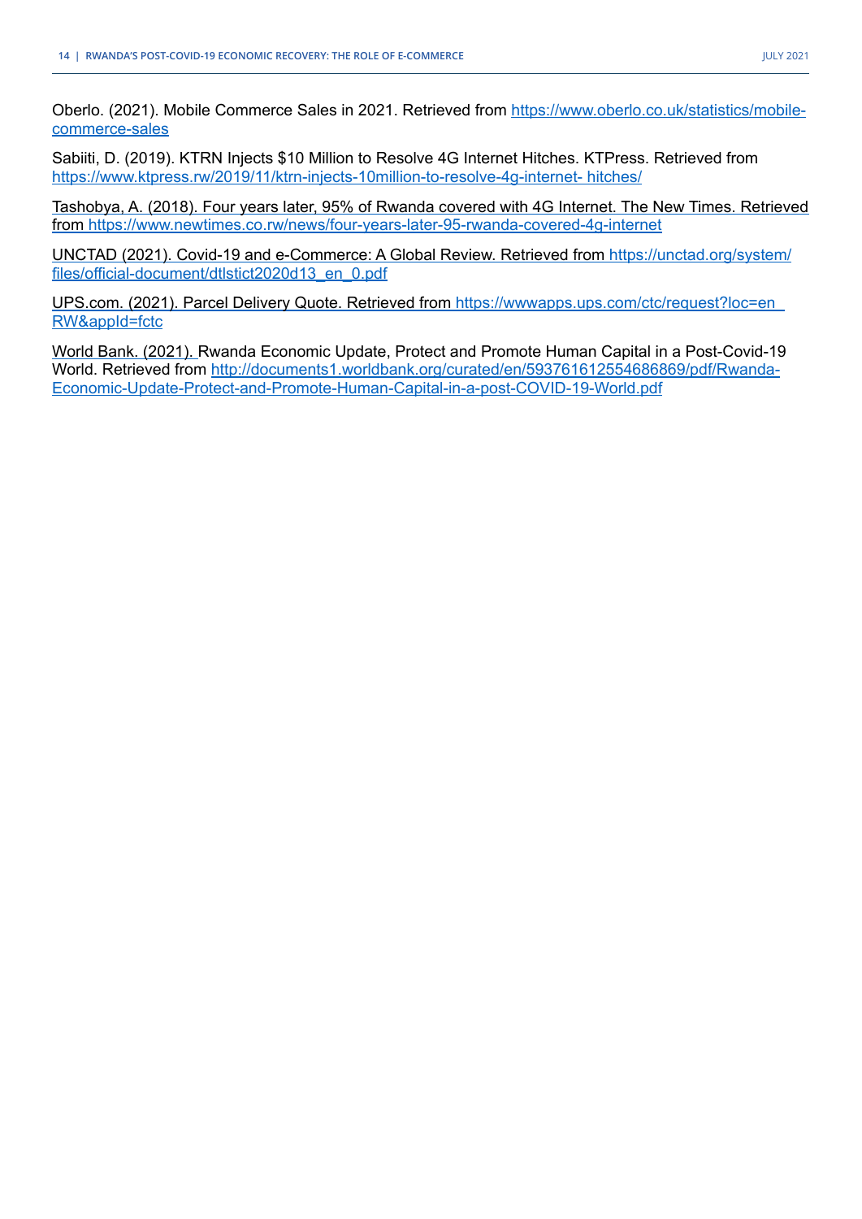Oberlo. (2021). Mobile Commerce Sales in 2021. Retrieved from https://www.oberlo.co.uk/statistics/mobile-commerce-sales

Sabiiti, D. (2019). KTRN Injects $10 Million to Resolve 4G Internet Hitches. KTPress. Retrieved from https://www.ktpress.rw/2019/11/ktrn-injects-10million-to-resolve-4g-internet- hitches/

Tashobya, A. (2018). Four years later, 95% of Rwanda covered with 4G Internet. The New Times. Retrieved from https://www.newtimes.co.rw/news/four-years-later-95-rwanda-covered-4g-internet

UNCTAD (2021). Covid-19 and e-Commerce: A Global Review. Retrieved from https://unctad.org/system/files/official-document/dtlstict2020d13_en_0.pdf

UPS.com. (2021). Parcel Delivery Quote. Retrieved from https://wwwapps.ups.com/ctc/request?loc=en_RW&appId=fctc

World Bank. (2021). Rwanda Economic Update, Protect and Promote Human Capital in a Post-Covid-19 World. Retrieved from http://documents1.worldbank.org/curated/en/593761612554686869/pdf/Rwanda-Economic-Update-Protect-and-Promote-Human-Capital-in-a-post-COVID-19-World.pdf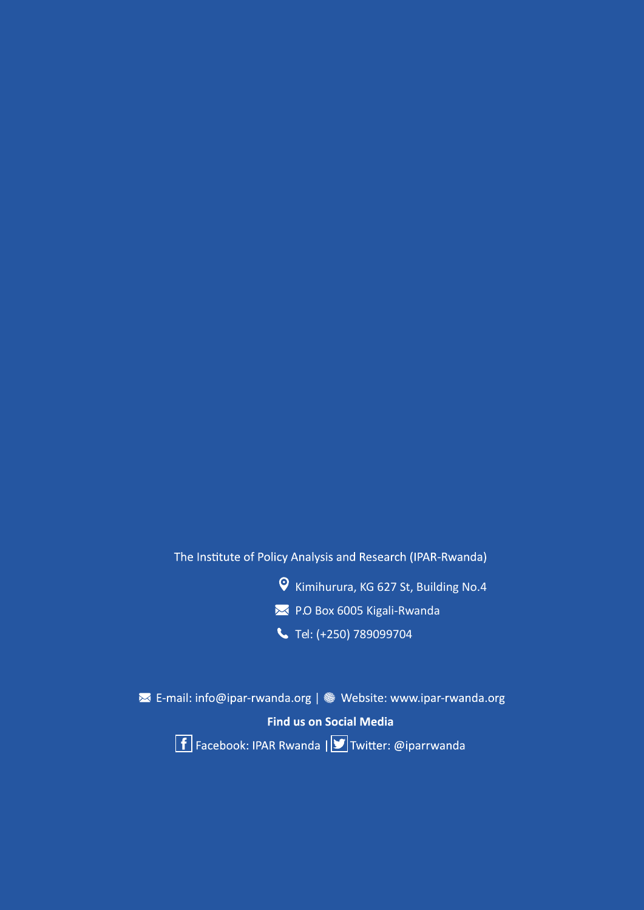The Institute of Policy Analysis and Research (IPAR-Rwanda)

Kimihurura, KG 627 St, Building No.4

P.O Box 6005 Kigali-Rwanda

Tel: (+250) 789099704

E-mail: info@ipar-rwanda.org | Website: www.ipar-rwanda.org

**Find us on Social Media**

Facebook: IPAR Rwanda | Twitter: @iparrwanda